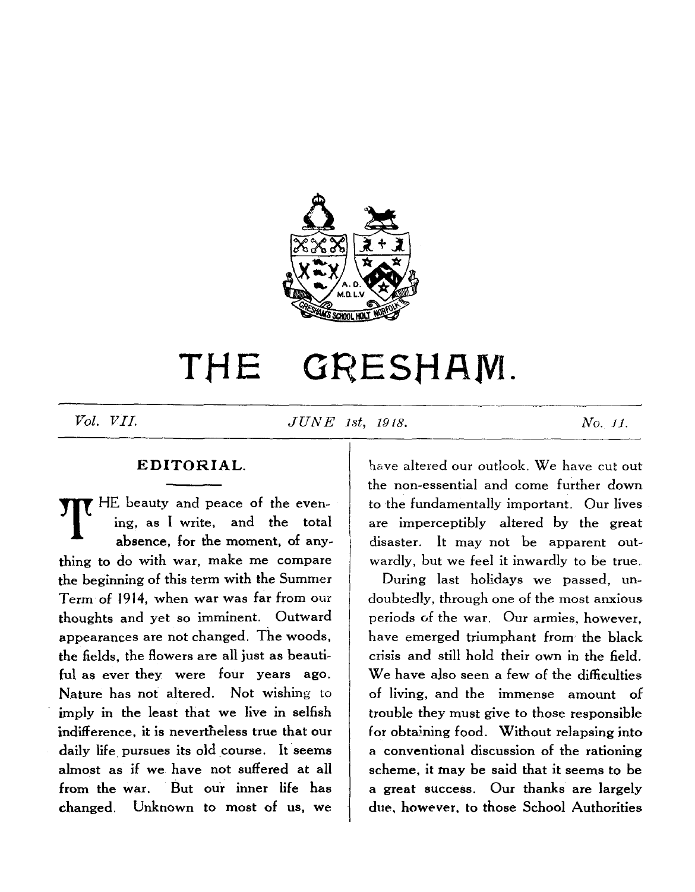# THE GRESHAM.

*Vol. VII.* *JUNE 1st, 1918.* *No. 11.*

## EDITORIAL.

THE beauty and peace of the evening, as I write, and the total absence, for the moment, of anything to do with war, make me compare the beginning of this term with the Summer Term of 1914, when war was far from our thoughts and yet so imminent. Outward appearances are not changed. The woods, the fields, the flowers are all just as beautiful as ever they were four years ago. Nature has not altered. Not wishing to imply in the least that we live in selfish indifference, it is nevertheless true that our daily life pursues its old course. It seems almost as if we have not suffered at all from the war. But our inner life has changed. Unknown to most of us, we have altered our outlook. We have cut out the non-essential and come further down to the fundamentally important. Our lives are imperceptibly altered by the great disaster. It may not be apparent outwardly, but we feel it inwardly to be true.

During last holidays we passed, undoubtedly, through one of the most anxious periods of the war. Our armies, however, have emerged triumphant from the black crisis and still hold their own in the field. We have also seen a few of the difficulties of living, and the immense amount of trouble they must give to those responsible for obtaining food. Without relapsing into a conventional discussion of the rationing scheme, it may be said that it seems to be a great success. Our thanks are largely due, however, to those School Authorities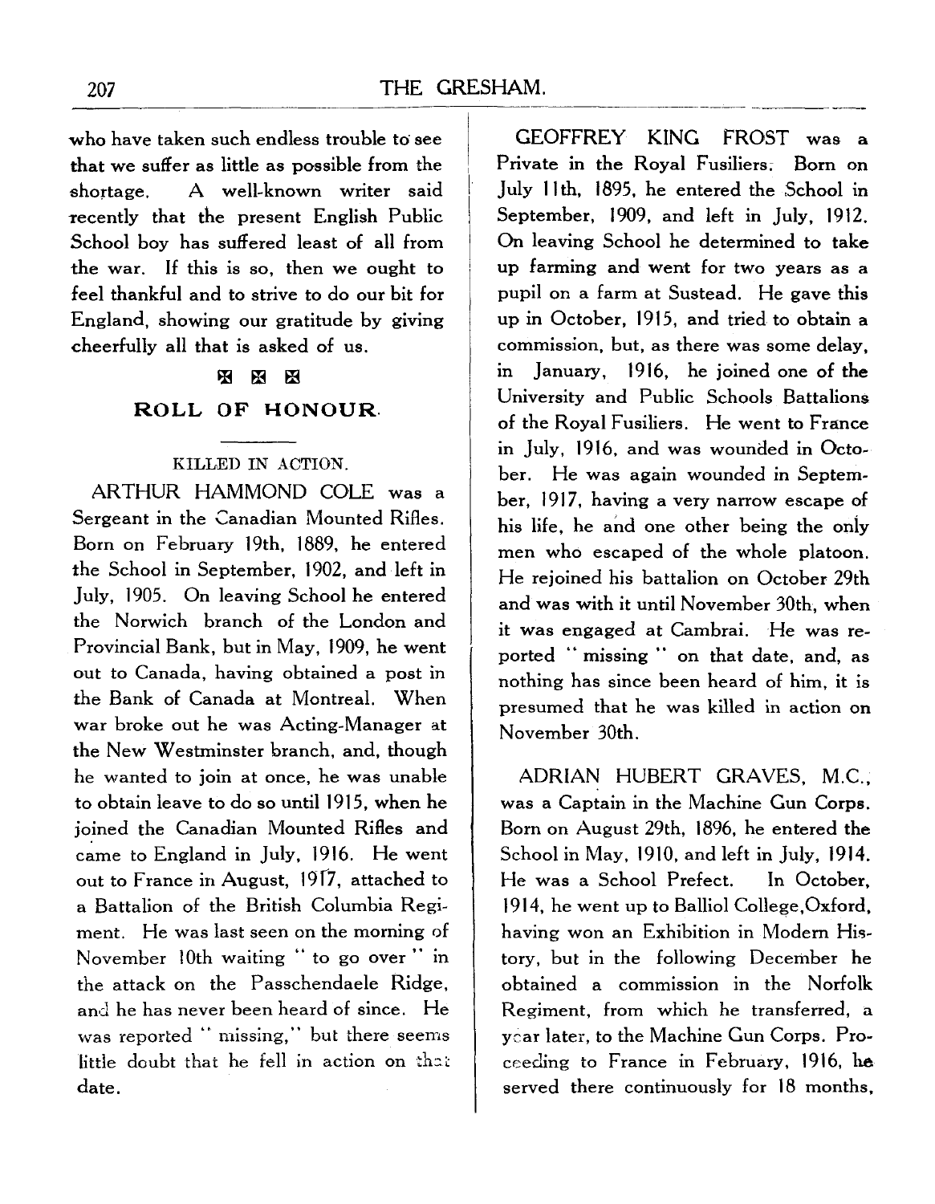who have taken such endless trouble to see that we suffer as little as possible from the shortage. A well-known writer said recently that the present English Public School boy has suffered least of all from the war. If this is so, then we ought to feel thankful and to strive to do our bit for England, showing our gratitude by giving cheerfully all that is asked of us.

⊠ ⊠ ⊠

## ROLL OF HONOUR.

### KILLED IN ACTION.

ARTHUR HAMMOND COLE was a Sergeant in the Canadian Mounted Rifles. Born on February 19th, 1889, he entered the School in September, 1902, and left in July, 1905. On leaving School he entered the Norwich branch of the London and Provincial Bank, but in May, 1909, he went out to Canada, having obtained a post in the Bank of Canada at Montreal. When war broke out he was Acting-Manager at the New Westminster branch, and, though he wanted to join at once, he was unable to obtain leave to do so until 1915, when he joined the Canadian Mounted Rifles and came to England in July, 1916. He went out to France in August, 1917, attached to a Battalion of the British Columbia Regiment. He was last seen on the morning of November 10th waiting "to go over" in the attack on the Passchendaele Ridge, and he has never been heard of since. He was reported "missing," but there seems little doubt that he fell in action on that date.

GEOFFREY KING FROST was a Private in the Royal Fusiliers. Born on July 11th, 1895, he entered the School in September, 1909, and left in July, 1912. On leaving School he determined to take up farming and went for two years as a pupil on a farm at Sustead. He gave this up in October, 1915, and tried to obtain a commission, but, as there was some delay, in January, 1916, he joined one of the University and Public Schools Battalions of the Royal Fusiliers. He went to France in July, 1916, and was wounded in October. He was again wounded in September, 1917, having a very narrow escape of his life, he and one other being the only men who escaped of the whole platoon. He rejoined his battalion on October 29th and was with it until November 30th, when it was engaged at Cambrai. He was reported "missing" on that date, and, as nothing has since been heard of him, it is presumed that he was killed in action on November 30th.

ADRIAN HUBERT GRAVES, M.C., was a Captain in the Machine Gun Corps. Born on August 29th, 1896, he entered the School in May, 1910, and left in July, 1914. He was a School Prefect. In October, 1914, he went up to Balliol College, Oxford, having won an Exhibition in Modern History, but in the following December he obtained a commission in the Norfolk Regiment, from which he transferred, a year later, to the Machine Gun Corps. Proceeding to France in February, 1916, he served there continuously for 18 months,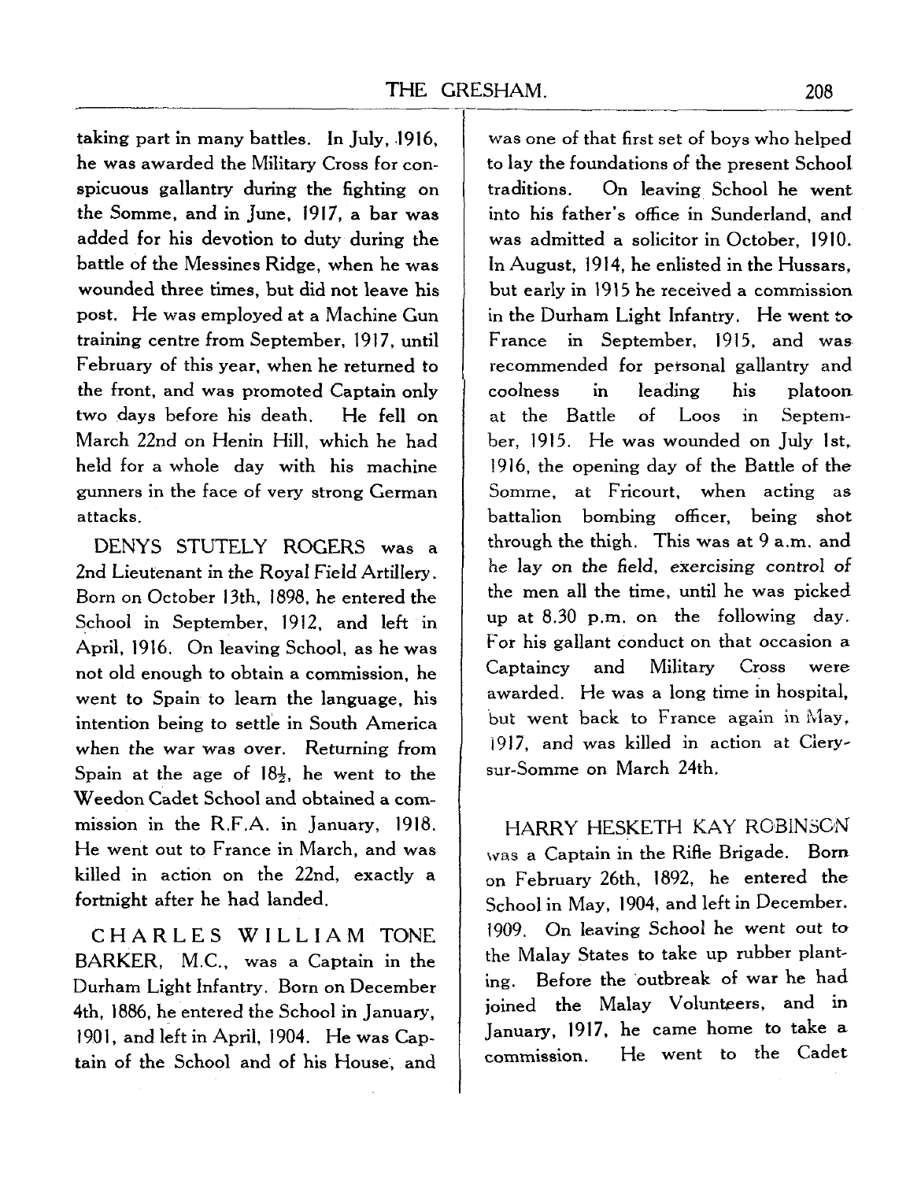taking part in many battles. In July, 1916, he was awarded the Military Cross for conspicuous gallantry during the fighting on the Somme, and in June, 1917, a bar was added for his devotion to duty during the battle of the Messines Ridge, when he was wounded three times, but did not leave his post. He was employed at a Machine Gun training centre from September, 1917, until February of this year, when he returned to the front, and was promoted Captain only two days before his death. He fell on March 22nd on Henin Hill, which he had held for a whole day with his machine gunners in the face of very strong German attacks.

DENYS STUTELY ROGERS was a 2nd Lieutenant in the Royal Field Artillery. Born on October 13th, 1898, he entered the School in September, 1912, and left in April, 1916. On leaving School, as he was not old enough to obtain a commission, he went to Spain to learn the language, his intention being to settle in South America when the war was over. Returning from Spain at the age of 18½, he went to the Weedon Cadet School and obtained a commission in the R.F.A. in January, 1918. He went out to France in March, and was killed in action on the 22nd, exactly a fortnight after he had landed.

CHARLES WILLIAM TONE BARKER, M.C., was a Captain in the Durham Light Infantry. Born on December 4th, 1886, he entered the School in January, 1901, and left in April, 1904. He was Captain of the School and of his House, and was one of that first set of boys who helped to lay the foundations of the present School traditions. On leaving School he went into his father's office in Sunderland, and was admitted a solicitor in October, 1910. In August, 1914, he enlisted in the Hussars, but early in 1915 he received a commission in the Durham Light Infantry. He went to France in September, 1915, and was recommended for personal gallantry and coolness in leading his platoon at the Battle of Loos in September, 1915. He was wounded on July 1st, 1916, the opening day of the Battle of the Somme, at Fricourt, when acting as battalion bombing officer, being shot through the thigh. This was at 9 a.m. and he lay on the field, exercising control of the men all the time, until he was picked up at 8.30 p.m. on the following day. For his gallant conduct on that occasion a Captaincy and Military Cross were awarded. He was a long time in hospital, but went back to France again in May, 1917, and was killed in action at Clery-sur-Somme on March 24th.

HARRY HESKETH KAY ROBINSON was a Captain in the Rifle Brigade. Born on February 26th, 1892, he entered the School in May, 1904, and left in December, 1909. On leaving School he went out to the Malay States to take up rubber planting. Before the outbreak of war he had joined the Malay Volunteers, and in January, 1917, he came home to take a commission. He went to the Cadet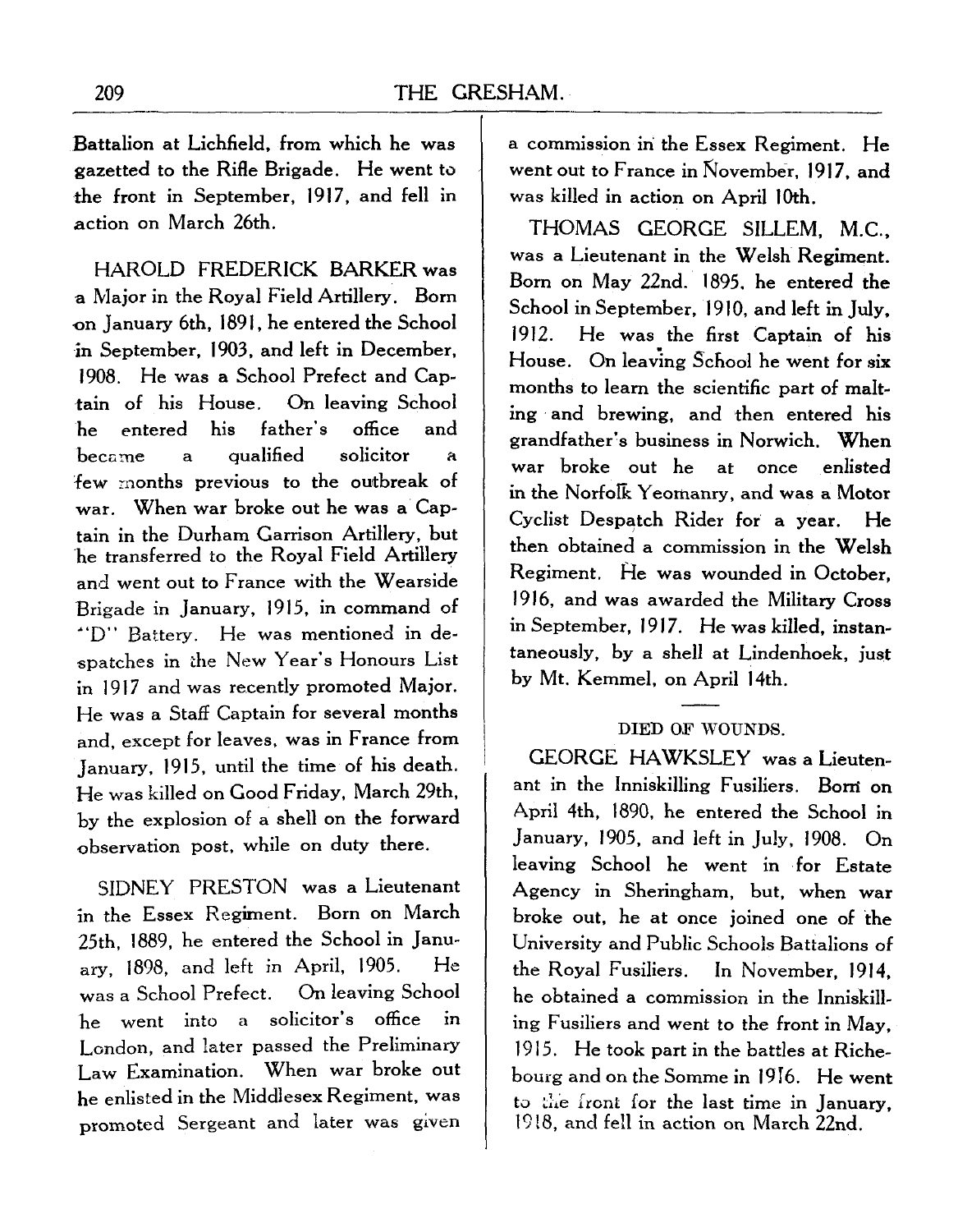Battalion at Lichfield, from which he was gazetted to the Rifle Brigade. He went to the front in September, 1917, and fell in action on March 26th.

HAROLD FREDERICK BARKER was a Major in the Royal Field Artillery. Born on January 6th, 1891, he entered the School in September, 1903, and left in December, 1908. He was a School Prefect and Captain of his House. On leaving School he entered his father's office and became a qualified solicitor a few months previous to the outbreak of war. When war broke out he was a Captain in the Durham Garrison Artillery, but he transferred to the Royal Field Artillery and went out to France with the Wearside Brigade in January, 1915, in command of "D" Battery. He was mentioned in despatches in the New Year's Honours List in 1917 and was recently promoted Major. He was a Staff Captain for several months and, except for leaves, was in France from January, 1915, until the time of his death. He was killed on Good Friday, March 29th, by the explosion of a shell on the forward observation post, while on duty there.

SIDNEY PRESTON was a Lieutenant in the Essex Regiment. Born on March 25th, 1889, he entered the School in January, 1898, and left in April, 1905. He was a School Prefect. On leaving School he went into a solicitor's office in London, and later passed the Preliminary Law Examination. When war broke out he enlisted in the Middlesex Regiment, was promoted Sergeant and later was given a commission in the Essex Regiment. He went out to France in November, 1917, and was killed in action on April 10th.

THOMAS GEORGE SILLEM, M.C., was a Lieutenant in the Welsh Regiment. Born on May 22nd. 1895, he entered the School in September, 1910, and left in July, 1912. He was the first Captain of his House. On leaving School he went for six months to learn the scientific part of malting and brewing, and then entered his grandfather's business in Norwich. When war broke out he at once enlisted in the Norfolk Yeomanry, and was a Motor Cyclist Despatch Rider for a year. He then obtained a commission in the Welsh Regiment. He was wounded in October, 1916, and was awarded the Military Cross in September, 1917. He was killed, instantaneously, by a shell at Lindenhoek, just by Mt. Kemmel, on April 14th.

---

### DIED OF WOUNDS.

GEORGE HAWKSLEY was a Lieutenant in the Inniskilling Fusiliers. Born on April 4th, 1890, he entered the School in January, 1905, and left in July, 1908. On leaving School he went in for Estate Agency in Sheringham, but, when war broke out, he at once joined one of the University and Public Schools Battalions of the Royal Fusiliers. In November, 1914, he obtained a commission in the Inniskilling Fusiliers and went to the front in May, 1915. He took part in the battles at Richebourg and on the Somme in 1916. He went to the front for the last time in January, 1918, and fell in action on March 22nd.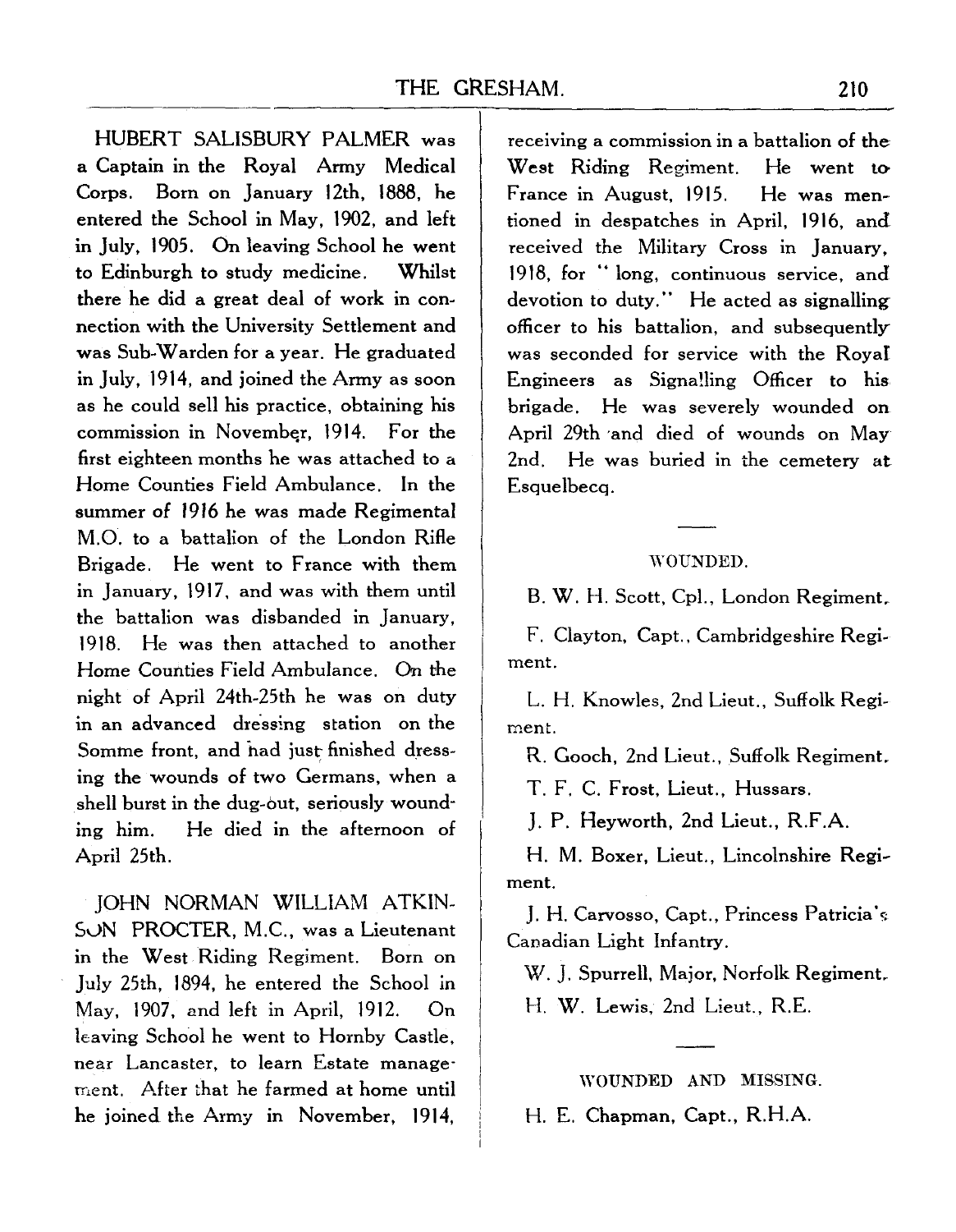HUBERT SALISBURY PALMER was a Captain in the Royal Army Medical Corps. Born on January 12th, 1888, he entered the School in May, 1902, and left in July, 1905. On leaving School he went to Edinburgh to study medicine. Whilst there he did a great deal of work in connection with the University Settlement and was Sub-Warden for a year. He graduated in July, 1914, and joined the Army as soon as he could sell his practice, obtaining his commission in November, 1914. For the first eighteen months he was attached to a Home Counties Field Ambulance. In the summer of 1916 he was made Regimental M.O. to a battalion of the London Rifle Brigade. He went to France with them in January, 1917, and was with them until the battalion was disbanded in January, 1918. He was then attached to another Home Counties Field Ambulance. On the night of April 24th-25th he was on duty in an advanced dressing station on the Somme front, and had just finished dressing the wounds of two Germans, when a shell burst in the dug-out, seriously wounding him. He died in the afternoon of April 25th.

JOHN NORMAN WILLIAM ATKINSON PROCTER, M.C., was a Lieutenant in the West Riding Regiment. Born on July 25th, 1894, he entered the School in May, 1907, and left in April, 1912. On leaving School he went to Hornby Castle, near Lancaster, to learn Estate management. After that he farmed at home until he joined the Army in November, 1914, receiving a commission in a battalion of the West Riding Regiment. He went to France in August, 1915. He was mentioned in despatches in April, 1916, and received the Military Cross in January, 1918, for "long, continuous service, and devotion to duty." He acted as signalling officer to his battalion, and subsequently was seconded for service with the Royal Engineers as Signalling Officer to his brigade. He was severely wounded on April 29th and died of wounds on May 2nd. He was buried in the cemetery at Esquelbecq.

---

### WOUNDED.

B. W. H. Scott, Cpl., London Regiment.

F. Clayton, Capt., Cambridgeshire Regiment.

L. H. Knowles, 2nd Lieut., Suffolk Regiment.

R. Gooch, 2nd Lieut., Suffolk Regiment.

T. F. C. Frost, Lieut., Hussars.

J. P. Heyworth, 2nd Lieut., R.F.A.

H. M. Boxer, Lieut., Lincolnshire Regiment.

J. H. Carvosso, Capt., Princess Patricia's Canadian Light Infantry.

W. J. Spurrell, Major, Norfolk Regiment.

H. W. Lewis, 2nd Lieut., R.E.

---

### WOUNDED AND MISSING.

H. E. Chapman, Capt., R.H.A.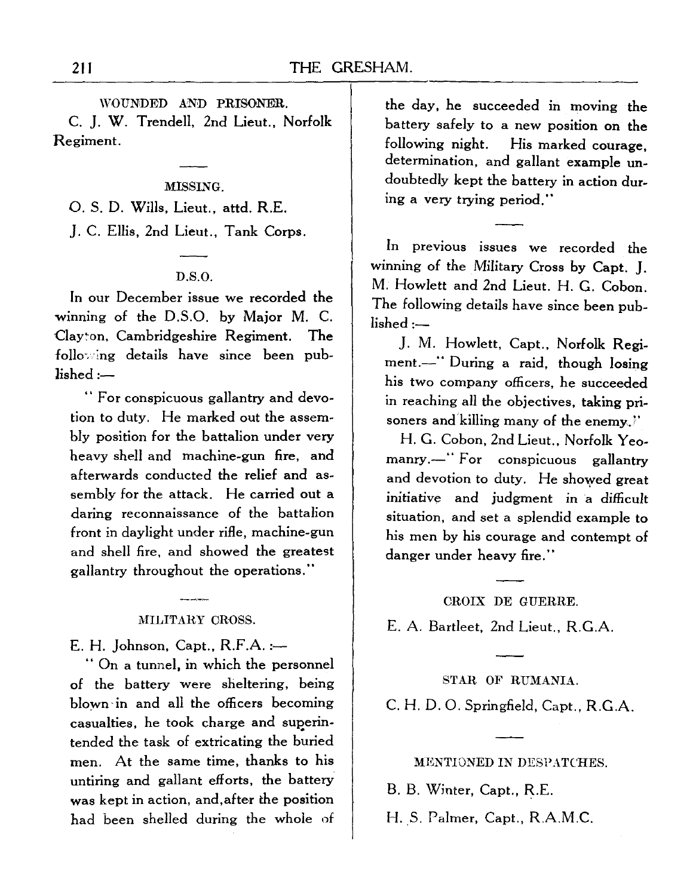#### WOUNDED AND PRISONER.

C. J. W. Trendell, 2nd Lieut., Norfolk Regiment.

#### MISSING.

O. S. D. Wills, Lieut., attd. R.E.

J. C. Ellis, 2nd Lieut., Tank Corps.

#### D.S.O.

In our December issue we recorded the winning of the D.S.O. by Major M. C. Clayton, Cambridgeshire Regiment. The following details have since been published :—

" For conspicuous gallantry and devotion to duty. He marked out the assembly position for the battalion under very heavy shell and machine-gun fire, and afterwards conducted the relief and assembly for the attack. He carried out a daring reconnaissance of the battalion front in daylight under rifle, machine-gun and shell fire, and showed the greatest gallantry throughout the operations."

#### MILITARY CROSS.

E. H. Johnson, Capt., R.F.A. :—

" On a tunnel, in which the personnel of the battery were sheltering, being blown in and all the officers becoming casualties, he took charge and superintended the task of extricating the buried men. At the same time, thanks to his untiring and gallant efforts, the battery was kept in action, and, after the position had been shelled during the whole of the day, he succeeded in moving the battery safely to a new position on the following night. His marked courage, determination, and gallant example undoubtedly kept the battery in action during a very trying period."

In previous issues we recorded the winning of the Military Cross by Capt. J. M. Howlett and 2nd Lieut. H. G. Cobon. The following details have since been published :—

J. M. Howlett, Capt., Norfolk Regiment.—" During a raid, though losing his two company officers, he succeeded in reaching all the objectives, taking prisoners and killing many of the enemy."

H. G. Cobon, 2nd Lieut., Norfolk Yeomanry.—" For conspicuous gallantry and devotion to duty. He showed great initiative and judgment in a difficult situation, and set a splendid example to his men by his courage and contempt of danger under heavy fire."

#### CROIX DE GUERRE.

E. A. Bartleet, 2nd Lieut., R.G.A.

#### STAR OF RUMANIA.

C. H. D. O. Springfield, Capt., R.G.A.

#### MENTIONED IN DESPATCHES.

B. B. Winter, Capt., R.E.

H. S. Palmer, Capt., R.A.M.C.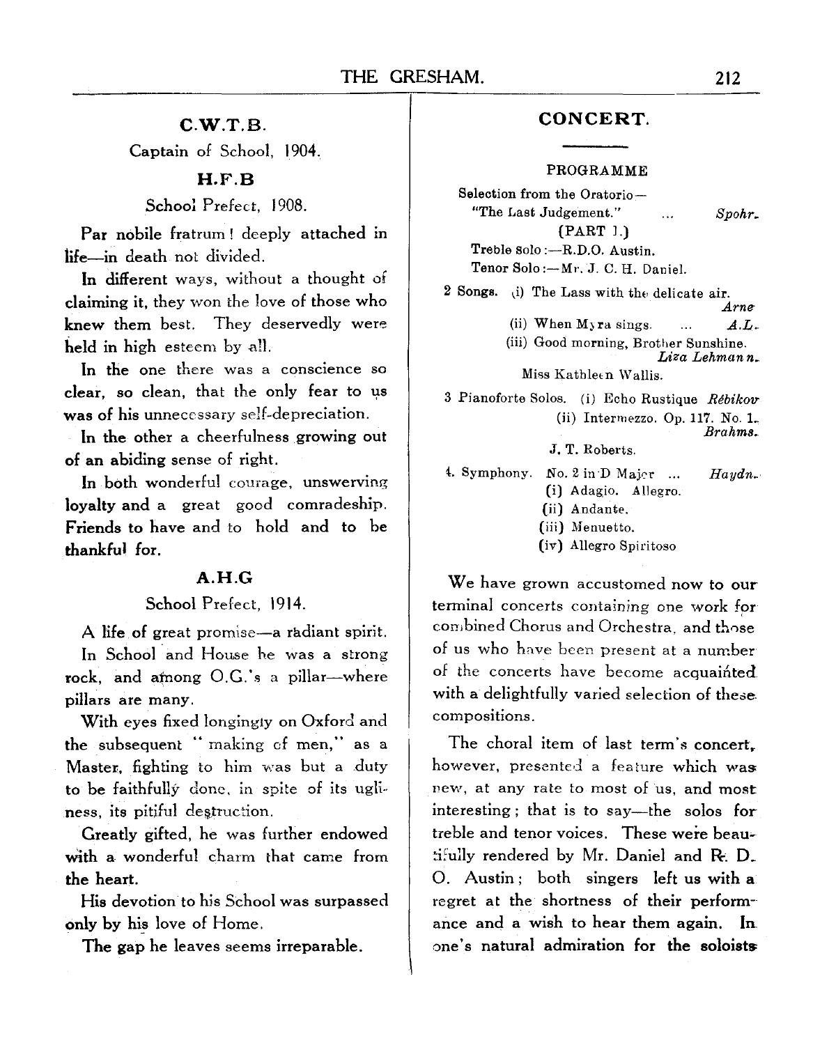## C.W.T.B.

Captain of School, 1904.

## H.F.B

School Prefect, 1908.

Par nobile fratrum! deeply attached in life—in death not divided.

In different ways, without a thought of claiming it, they won the love of those who knew them best. They deservedly were held in high esteem by all.

In the one there was a conscience so clear, so clean, that the only fear to us was of his unnecessary self-depreciation.

In the other a cheerfulness growing out of an abiding sense of right.

In both wonderful courage, unswerving loyalty and a great good comradeship. Friends to have and to hold and to be thankful for.

## A.H.G

School Prefect, 1914.

A life of great promise—a radiant spirit.

In School and House he was a strong rock, and among O.G.'s a pillar—where pillars are many.

With eyes fixed longingly on Oxford and the subsequent "making of men," as a Master, fighting to him was but a duty to be faithfully done, in spite of its ugliness, its pitiful destruction.

Greatly gifted, he was further endowed with a wonderful charm that came from the heart.

His devotion to his School was surpassed only by his love of Home.

The gap he leaves seems irreparable.

## CONCERT.

PROGRAMME

Selection from the Oratorio—
"The Last Judgement." ... *Spohr.*
(PART I.)
Treble Solo:—R.D.O. Austin.
Tenor Solo:—Mr. J. C. H. Daniel.

2 Songs. (i) The Lass with the delicate air. *Arne*
(ii) When Myra sings. ... *A.L.*
(iii) Good morning, Brother Sunshine. *Liza Lehmann.*
Miss Kathleen Wallis.

3 Pianoforte Solos. (i) Echo Rustique *Rébikov*
(ii) Intermezzo. Op. 117. No. 1. *Brahms.*
J. T. Roberts.

4. Symphony. No. 2 in D Major ... *Haydn.*
(i) Adagio. Allegro.
(ii) Andante.
(iii) Menuetto.
(iv) Allegro Spiritoso

We have grown accustomed now to our terminal concerts containing one work for combined Chorus and Orchestra, and those of us who have been present at a number of the concerts have become acquainted with a delightfully varied selection of these compositions.

The choral item of last term's concert, however, presented a feature which was new, at any rate to most of us, and most interesting; that is to say—the solos for treble and tenor voices. These were beautifully rendered by Mr. Daniel and R. D. O. Austin; both singers left us with a regret at the shortness of their performance and a wish to hear them again. In one's natural admiration for the soloists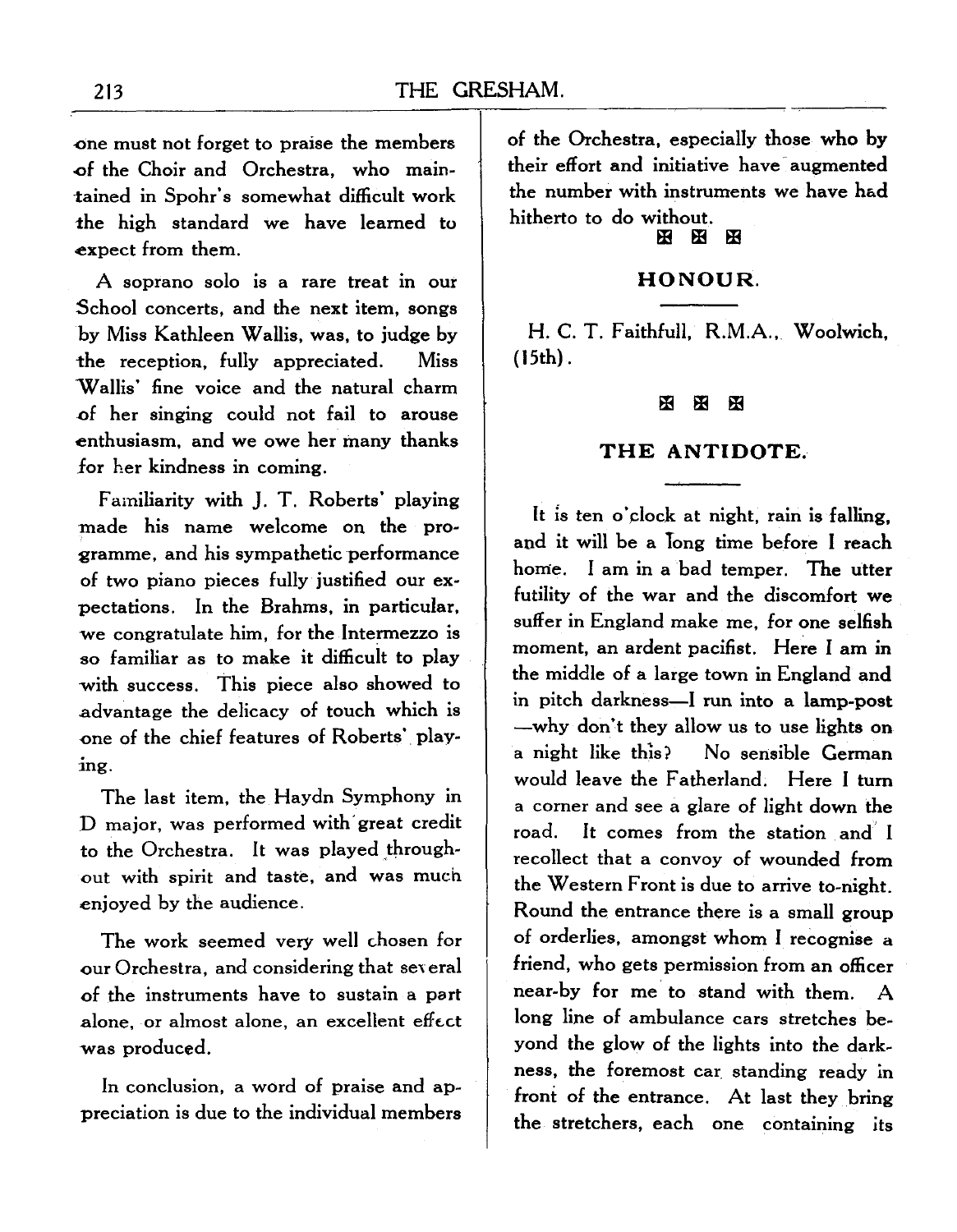one must not forget to praise the members of the Choir and Orchestra, who maintained in Spohr's somewhat difficult work the high standard we have learned to expect from them.

A soprano solo is a rare treat in our School concerts, and the next item, songs by Miss Kathleen Wallis, was, to judge by the reception, fully appreciated. Miss Wallis' fine voice and the natural charm of her singing could not fail to arouse enthusiasm, and we owe her many thanks for her kindness in coming.

Familiarity with J. T. Roberts' playing made his name welcome on the programme, and his sympathetic performance of two piano pieces fully justified our expectations. In the Brahms, in particular, we congratulate him, for the Intermezzo is so familiar as to make it difficult to play with success. This piece also showed to advantage the delicacy of touch which is one of the chief features of Roberts' playing.

The last item, the Haydn Symphony in D major, was performed with great credit to the Orchestra. It was played throughout with spirit and taste, and was much enjoyed by the audience.

The work seemed very well chosen for our Orchestra, and considering that several of the instruments have to sustain a part alone, or almost alone, an excellent effect was produced.

In conclusion, a word of praise and appreciation is due to the individual members of the Orchestra, especially those who by their effort and initiative have augmented the number with instruments we have had hitherto to do without.

## HONOUR.

H. C. T. Faithfull, R.M.A., Woolwich, (15th).

## THE ANTIDOTE.

It is ten o'clock at night, rain is falling, and it will be a long time before I reach home. I am in a bad temper. The utter futility of the war and the discomfort we suffer in England make me, for one selfish moment, an ardent pacifist. Here I am in the middle of a large town in England and in pitch darkness—I run into a lamp-post—why don't they allow us to use lights on a night like this? No sensible German would leave the Fatherland. Here I turn a corner and see a glare of light down the road. It comes from the station and I recollect that a convoy of wounded from the Western Front is due to arrive to-night. Round the entrance there is a small group of orderlies, amongst whom I recognise a friend, who gets permission from an officer near-by for me to stand with them. A long line of ambulance cars stretches beyond the glow of the lights into the darkness, the foremost car standing ready in front of the entrance. At last they bring the stretchers, each one containing its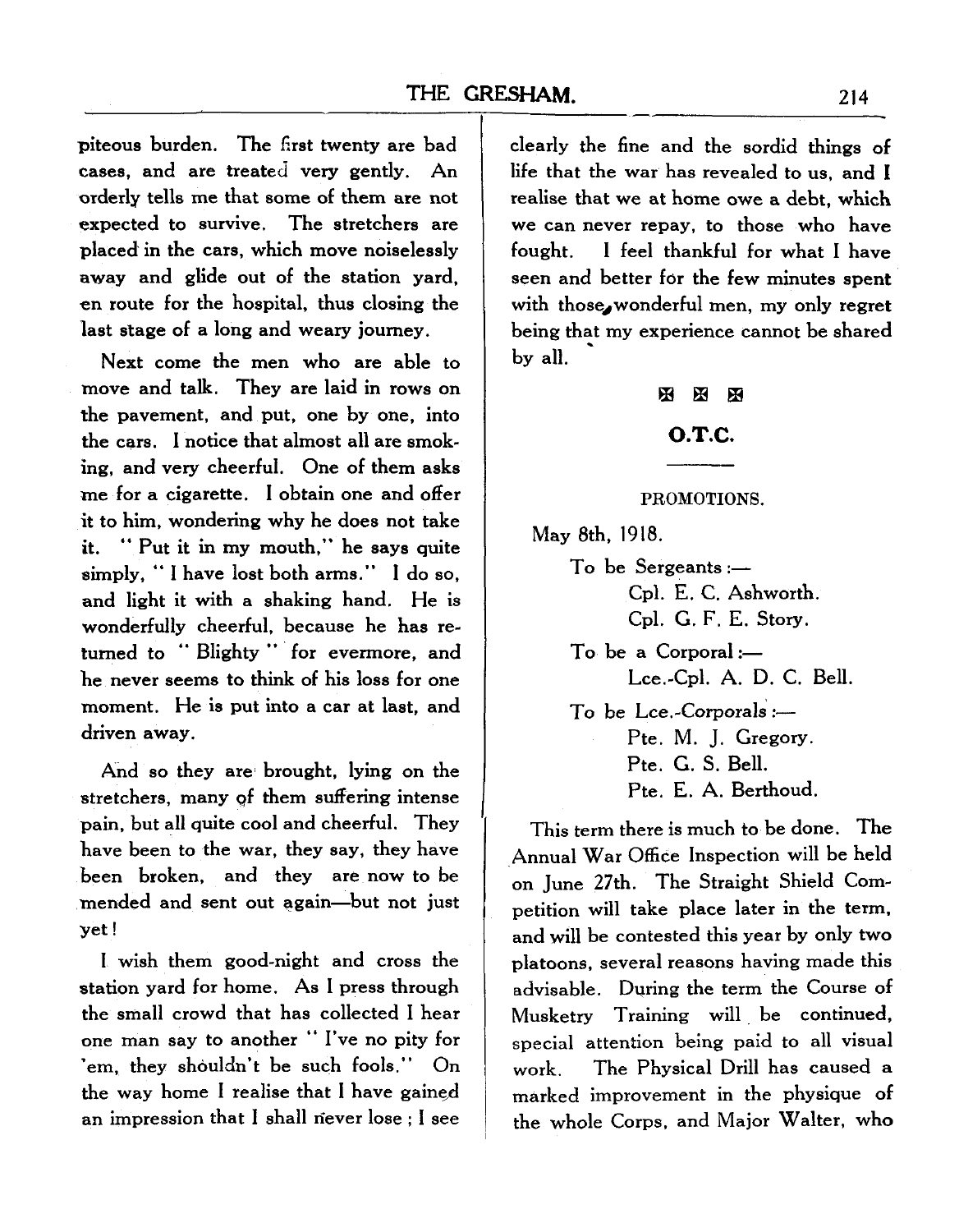piteous burden. The first twenty are bad cases, and are treated very gently. An orderly tells me that some of them are not expected to survive. The stretchers are placed in the cars, which move noiselessly away and glide out of the station yard, en route for the hospital, thus closing the last stage of a long and weary journey.

Next come the men who are able to move and talk. They are laid in rows on the pavement, and put, one by one, into the cars. I notice that almost all are smoking, and very cheerful. One of them asks me for a cigarette. I obtain one and offer it to him, wondering why he does not take it. "Put it in my mouth," he says quite simply, "I have lost both arms." I do so, and light it with a shaking hand. He is wonderfully cheerful, because he has returned to "Blighty" for evermore, and he never seems to think of his loss for one moment. He is put into a car at last, and driven away.

And so they are brought, lying on the stretchers, many of them suffering intense pain, but all quite cool and cheerful. They have been to the war, they say, they have been broken, and they are now to be mended and sent out again—but not just yet!

I wish them good-night and cross the station yard for home. As I press through the small crowd that has collected I hear one man say to another "I've no pity for 'em, they shouldn't be such fools." On the way home I realise that I have gained an impression that I shall never lose ; I see clearly the fine and the sordid things of life that the war has revealed to us, and I realise that we at home owe a debt, which we can never repay, to those who have fought. I feel thankful for what I have seen and better for the few minutes spent with those wonderful men, my only regret being that my experience cannot be shared by all.

## O.T.C.

PROMOTIONS.

May 8th, 1918.

To be Sergeants :—
- Cpl. E. C. Ashworth.
- Cpl. G. F. E. Story.

To be a Corporal :—
- Lce.-Cpl. A. D. C. Bell.

To be Lce.-Corporals :—
- Pte. M. J. Gregory.
- Pte. G. S. Bell.
- Pte. E. A. Berthoud.

This term there is much to be done. The Annual War Office Inspection will be held on June 27th. The Straight Shield Competition will take place later in the term, and will be contested this year by only two platoons, several reasons having made this advisable. During the term the Course of Musketry Training will be continued, special attention being paid to all visual work. The Physical Drill has caused a marked improvement in the physique of the whole Corps, and Major Walter, who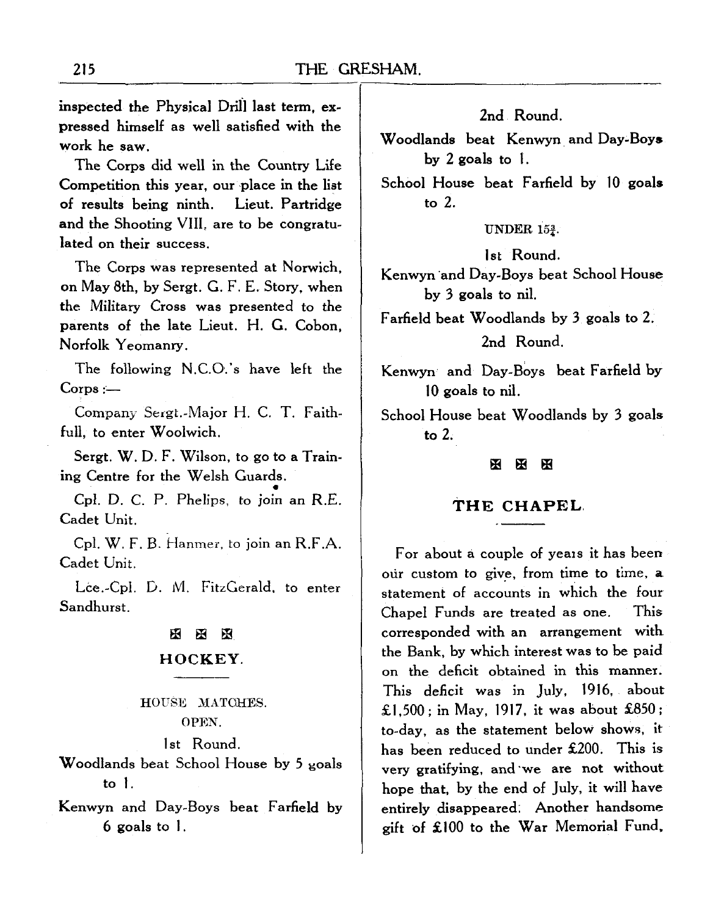inspected the Physical Drill last term, expressed himself as well satisfied with the work he saw.

The Corps did well in the Country Life Competition this year, our place in the list of results being ninth. Lieut. Partridge and the Shooting VIII. are to be congratulated on their success.

The Corps was represented at Norwich, on May 8th, by Sergt. G. F. E. Story, when the Military Cross was presented to the parents of the late Lieut. H. G. Cobon, Norfolk Yeomanry.

The following N.C.O.'s have left the Corps :—

Company Sergt.-Major H. C. T. Faithfull, to enter Woolwich.

Sergt. W. D. F. Wilson, to go to a Training Centre for the Welsh Guards.

Cpl. D. C. P. Phelips, to join an R.E. Cadet Unit.

Cpl. W. F. B. Hanmer, to join an R.F.A. Cadet Unit.

Lce.-Cpl. D. M. FitzGerald, to enter Sandhurst.

## HOCKEY.

HOUSE MATCHES.

OPEN.

1st Round.

Woodlands beat School House by 5 goals to 1.

Kenwyn and Day-Boys beat Farfield by 6 goals to 1.

2nd Round.

Woodlands beat Kenwyn and Day-Boys by 2 goals to 1.

School House beat Farfield by 10 goals to 2.

UNDER $15\frac{3}{4}$.

1st Round.

Kenwyn and Day-Boys beat School House by 3 goals to nil.

Farfield beat Woodlands by 3 goals to 2.

2nd Round.

Kenwyn and Day-Boys beat Farfield by 10 goals to nil.

School House beat Woodlands by 3 goals to 2.

## THE CHAPEL.

For about a couple of years it has been our custom to give, from time to time, a statement of accounts in which the four Chapel Funds are treated as one. This corresponded with an arrangement with the Bank, by which interest was to be paid on the deficit obtained in this manner. This deficit was in July, 1916, about £1,500; in May, 1917, it was about £850; to-day, as the statement below shows, it has been reduced to under £200. This is very gratifying, and we are not without hope that, by the end of July, it will have entirely disappeared. Another handsome gift of £100 to the War Memorial Fund,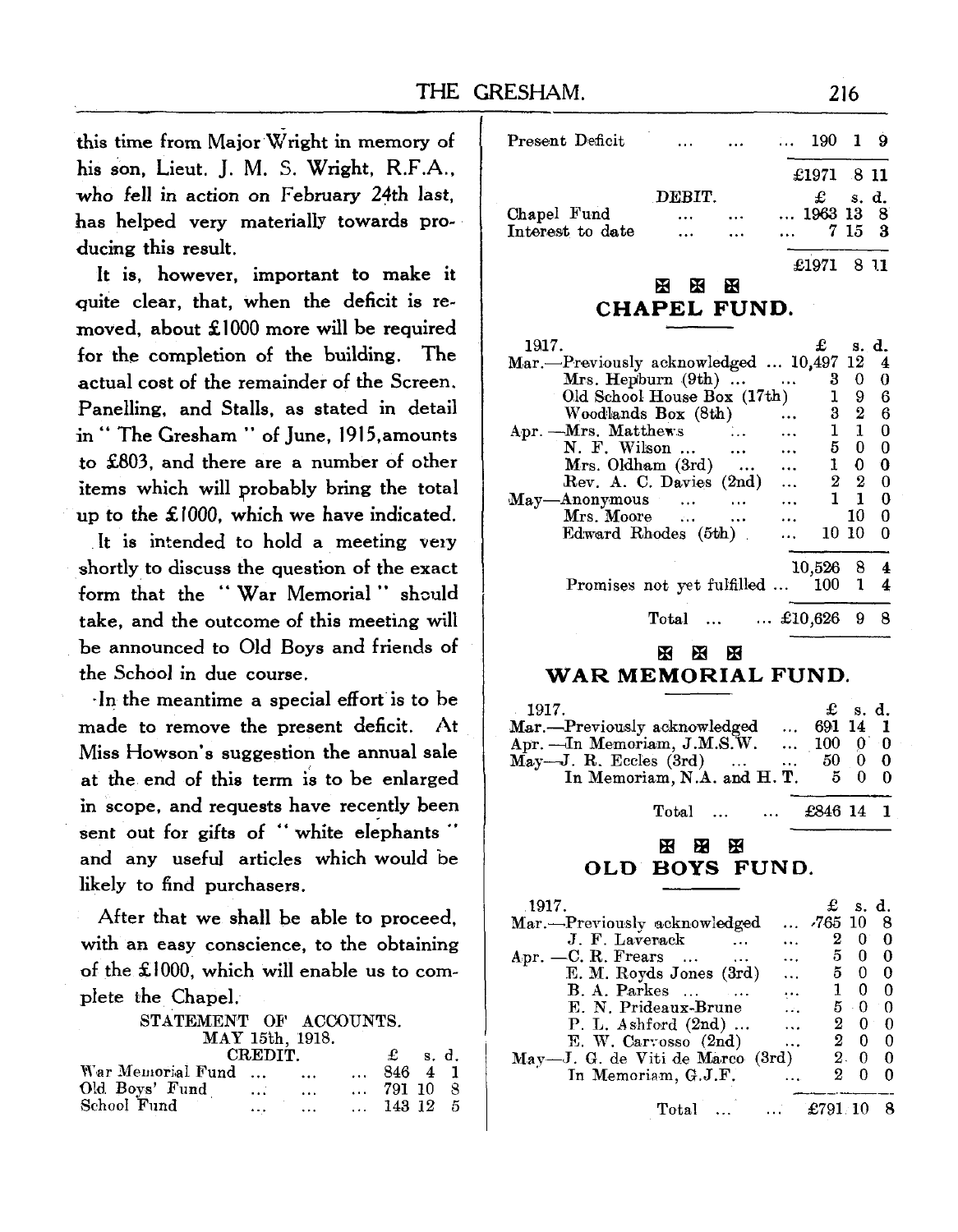this time from Major Wright in memory of his son, Lieut. J. M. S. Wright, R.F.A., who fell in action on February 24th last, has helped very materially towards producing this result.

It is, however, important to make it quite clear, that, when the deficit is removed, about £1000 more will be required for the completion of the building. The actual cost of the remainder of the Screen, Panelling, and Stalls, as stated in detail in "The Gresham" of June, 1915, amounts to £803, and there are a number of other items which will probably bring the total up to the £1000, which we have indicated.

It is intended to hold a meeting very shortly to discuss the question of the exact form that the "War Memorial" should take, and the outcome of this meeting will be announced to Old Boys and friends of the School in due course.

In the meantime a special effort is to be made to remove the present deficit. At Miss Howson's suggestion the annual sale at the end of this term is to be enlarged in scope, and requests have recently been sent out for gifts of "white elephants" and any useful articles which would be likely to find purchasers.

After that we shall be able to proceed, with an easy conscience, to the obtaining of the £1000, which will enable us to complete the Chapel.

STATEMENT OF ACCOUNTS.
MAY 15th, 1918.

| CREDIT. | £ | s. | d. |
|---|---|---|---|
| War Memorial Fund ... ... ... | 846 | 4 | 1 |
| Old Boys' Fund ... ... ... | 791 | 10 | 8 |
| School Fund ... ... ... | 143 | 12 | 5 |
| Present Deficit ... ... ... | 190 | 1 | 9 |
| | £1971 | 8 | 11 |

| DEBIT. | £ | s. | d. |
|---|---|---|---|
| Chapel Fund ... ... ... | 1963 | 13 | 8 |
| Interest to date ... ... ... | 7 | 15 | 3 |
| | £1971 | 8 | 11 |

## CHAPEL FUND.

| 1917. | £ | s. | d. |
|---|---|---|---|
| Mar.—Previously acknowledged ... | 10,497 | 12 | 4 |
| Mrs. Hepburn (9th) ... ... | 3 | 0 | 0 |
| Old School House Box (17th) | 1 | 9 | 6 |
| Woodlands Box (8th) ... | 3 | 2 | 6 |
| Apr.—Mrs. Matthews ... ... | 1 | 1 | 0 |
| N. F. Wilson ... ... ... | 5 | 0 | 0 |
| Mrs. Oldham (3rd) ... ... | 1 | 0 | 0 |
| Rev. A. C. Davies (2nd) ... | 2 | 2 | 0 |
| May—Anonymous ... ... ... | 1 | 1 | 0 |
| Mrs. Moore ... ... ... | | 10 | 0 |
| Edward Rhodes (5th) ... | 10 | 10 | 0 |
| | 10,526 | 8 | 4 |
| Promises not yet fulfilled ... | 100 | 1 | 4 |
| Total ... ... | £10,626 | 9 | 8 |

## WAR MEMORIAL FUND.

| 1917. | £ | s. | d. |
|---|---|---|---|
| Mar.—Previously acknowledged ... | 691 | 14 | 1 |
| Apr.—In Memoriam, J.M.S.W. ... | 100 | 0 | 0 |
| May—J. R. Eccles (3rd) ... ... | 50 | 0 | 0 |
| In Memoriam, N.A. and H. T. | 5 | 0 | 0 |
| Total ... ... | £846 | 14 | 1 |

## OLD BOYS FUND.

| 1917. | £ | s. | d. |
|---|---|---|---|
| Mar.—Previously acknowledged ... | 765 | 10 | 8 |
| J. F. Laverack ... ... | 2 | 0 | 0 |
| Apr.—C. R. Frears ... ... ... | 5 | 0 | 0 |
| E. M. Royds Jones (3rd) ... | 5 | 0 | 0 |
| B. A. Parkes ... ... ... | 1 | 0 | 0 |
| E. N. Prideaux-Brune ... | 5 | 0 | 0 |
| P. L. Ashford (2nd) ... ... | 2 | 0 | 0 |
| E. W. Carvosso (2nd) ... | 2 | 0 | 0 |
| May—J. G. de Viti de Marco (3rd) | 2 | 0 | 0 |
| In Memoriam, G.J.F. ... | 2 | 0 | 0 |
| Total ... ... | £791 | 10 | 8 |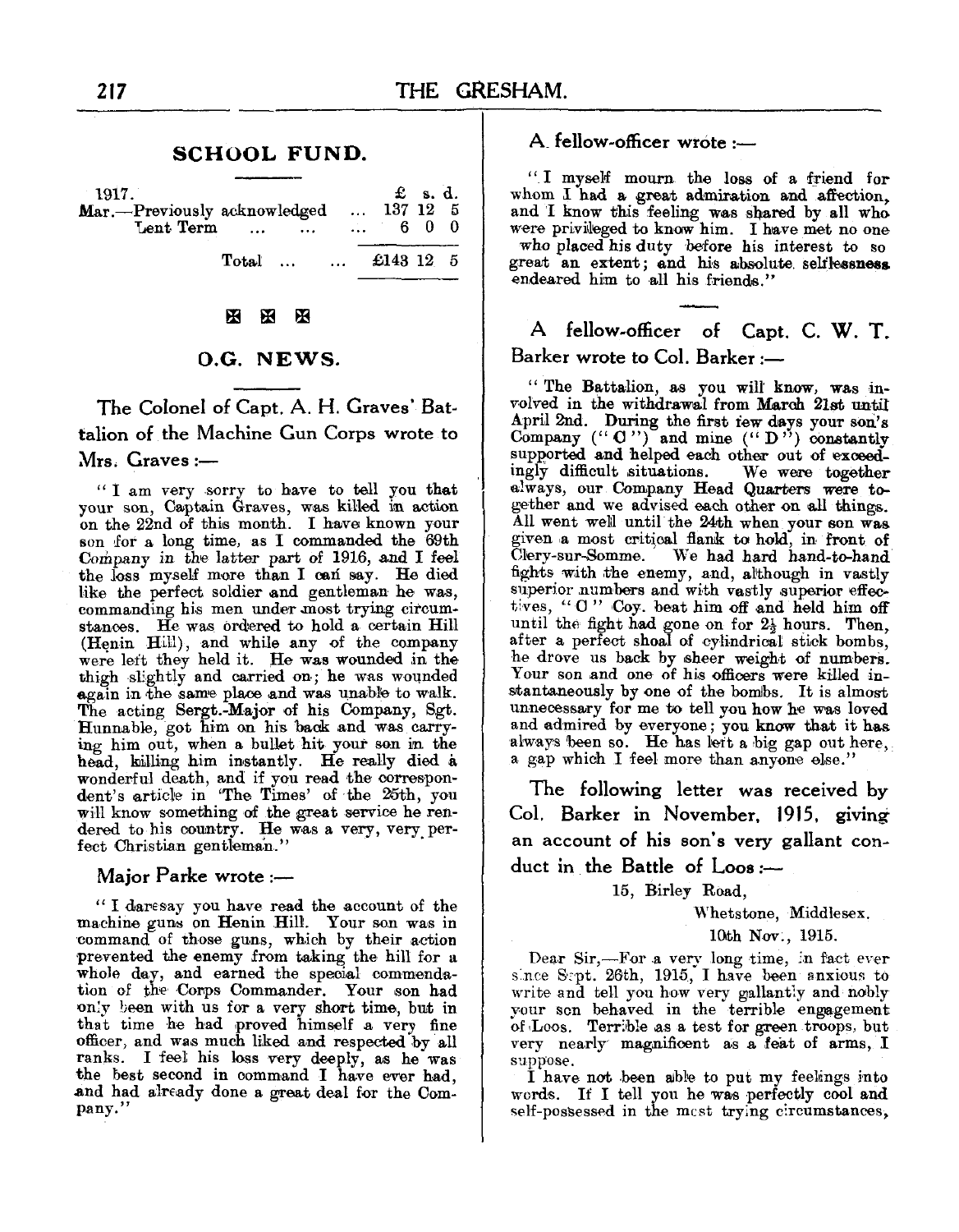## SCHOOL FUND.

| 1917. | £ | s. | d. |
|---|---|---|---|
| Mar.—Previously acknowledged ... | 137 | 12 | 5 |
| Lent Term ... ... ... | 6 | 0 | 0 |
| Total ... ... | £143 | 12 | 5 |

⊠ ⊠ ⊠

## O.G. NEWS.

### The Colonel of Capt. A. H. Graves' Battalion of the Machine Gun Corps wrote to Mrs. Graves :—

"I am very sorry to have to tell you that your son, Captain Graves, was killed in action on the 22nd of this month. I have known your son for a long time, as I commanded the 69th Company in the latter part of 1916, and I feel the loss myself more than I can say. He died like the perfect soldier and gentleman he was, commanding his men under most trying circumstances. He was ordered to hold a certain Hill (Henin Hill), and while any of the company were left they held it. He was wounded in the thigh slightly and carried on; he was wounded again in the same place and was unable to walk. The acting Sergt.-Major of his Company, Sgt. Hunnable, got him on his back and was carrying him out, when a bullet hit your son in the head, killing him instantly. He really died a wonderful death, and if you read the correspondent's article in 'The Times' of the 25th, you will know something of the great service he rendered to his country. He was a very, very perfect Christian gentleman."

### Major Parke wrote :—

"I daresay you have read the account of the machine guns on Henin Hill. Your son was in command of those guns, which by their action prevented the enemy from taking the hill for a whole day, and earned the special commendation of the Corps Commander. Your son had only been with us for a very short time, but in that time he had proved himself a very fine officer, and was much liked and respected by all ranks. I feel his loss very deeply, as he was the best second in command I have ever had, and had already done a great deal for the Company."

### A fellow-officer wrote :—

"I myself mourn the loss of a friend for whom I had a great admiration and affection, and I know this feeling was shared by all who were privileged to know him. I have met no one who placed his duty before his interest to so great an extent; and his absolute selflessness endeared him to all his friends."

### A fellow-officer of Capt. C. W. T. Barker wrote to Col. Barker :—

"The Battalion, as you will know, was involved in the withdrawal from March 21st until April 2nd. During the first few days your son's Company ("C") and mine ("D") constantly supported and helped each other out of exceedingly difficult situations. We were together always, our Company Head Quarters were together and we advised each other on all things. All went well until the 24th when your son was given a most critical flank to hold, in front of Clery-sur-Somme. We had hard hand-to-hand fights with the enemy, and, although in vastly superior numbers and with vastly superior effectives, "C" Coy. beat him off and held him off until the fight had gone on for 2½ hours. Then, after a perfect shoal of cylindrical stick bombs, he drove us back by sheer weight of numbers. Your son and one of his officers were killed instantaneously by one of the bombs. It is almost unnecessary for me to tell you how he was loved and admired by everyone; you know that it has always been so. He has left a big gap out here, a gap which I feel more than anyone else."

### The following letter was received by Col. Barker in November, 1915, giving an account of his son's very gallant conduct in the Battle of Loos :—

15, Birley Road,
Whetstone, Middlesex.
10th Nov., 1915.

Dear Sir,—For a very long time, in fact ever since Sept. 26th, 1915, I have been anxious to write and tell you how very gallantly and nobly your son behaved in the terrible engagement of Loos. Terrible as a test for green troops, but very nearly magnificent as a feat of arms, I suppose.

I have not been able to put my feelings into words. If I tell you he was perfectly cool and self-possessed in the most trying circumstances,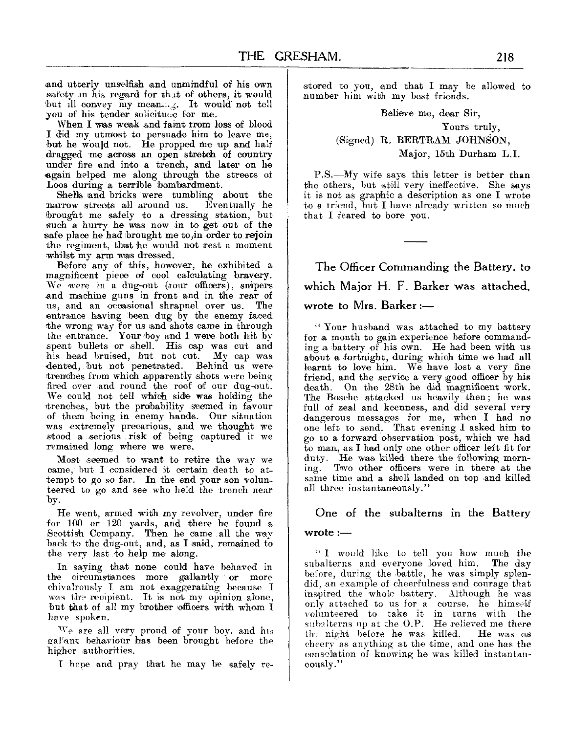and utterly unselfish and unmindful of his own safety in his regard for that of others, it would but ill convey my meaning. It would not tell you of his tender solicitude for me.

When I was weak and faint from loss of blood I did my utmost to persuade him to leave me, but he would not. He propped me up and half dragged me across an open stretch of country under fire and into a trench, and later on he again helped me along through the streets of Loos during a terrible bombardment.

Shells and bricks were tumbling about the narrow streets all around us. Eventually he brought me safely to a dressing station, but such a hurry he was now in to get out of the safe place he had brought me to, in order to rejoin the regiment, that he would not rest a moment whilst my arm was dressed.

Before any of this, however, he exhibited a magnificent piece of cool calculating bravery. We were in a dug-out (four officers), snipers and machine guns in front and in the rear of us, and an occasional shrapnel over us. The entrance having been dug by the enemy faced the wrong way for us and shots came in through the entrance. Your boy and I were both hit by spent bullets or shell. His cap was cut and his head bruised, but not cut. My cap was dented, but not penetrated. Behind us were trenches from which apparently shots were being fired over and round the roof of our dug-out. We could not tell which side was holding the trenches, but the probability seemed in favour of them being in enemy hands. Our situation was extremely precarious, and we thought we stood a serious risk of being captured if we remained long where we were.

Most seemed to want to retire the way we came, but I considered it certain death to attempt to go so far. In the end your son volunteered to go and see who held the trench near by.

He went, armed with my revolver, under fire for 100 or 120 yards, and there he found a Scottish Company. Then he came all the way back to the dug-out, and, as I said, remained to the very last to help me along.

In saying that none could have behaved in the circumstances more gallantly or more chivalrously I am not exaggerating because I was the recipient. It is not my opinion alone, but that of all my brother officers with whom I have spoken.

We are all very proud of your boy, and his gallant behaviour has been brought before the higher authorities.

I hope and pray that he may be safely restored to you, and that I may be allowed to number him with my best friends.

Believe me, dear Sir,

Yours truly,

(Signed) R. BERTRAM JOHNSON,

Major, 15th Durham L.I.

P.S.—My wife says this letter is better than the others, but still very ineffective. She says it is not as graphic a description as one I wrote to a friend, but I have already written so much that I feared to bore you.

---

## The Officer Commanding the Battery, to which Major H. F. Barker was attached, wrote to Mrs. Barker :—

"Your husband was attached to my battery for a month to gain experience before commanding a battery of his own. He had been with us about a fortnight, during which time we had all learnt to love him. We have lost a very fine friend, and the service a very good officer by his death. On the 28th he did magnificent work. The Bosche attacked us heavily then; he was full of zeal and keenness, and did several very dangerous messages for me, when I had no one left to send. That evening I asked him to go to a forward observation post, which we had to man, as I had only one other officer left fit for duty. He was killed there the following morning. Two other officers were in there at the same time and a shell landed on top and killed all three instantaneously."

## One of the subalterns in the Battery wrote :—

"I would like to tell you how much the subalterns and everyone loved him. The day before, during the battle, he was simply splendid, an example of cheerfulness and courage that inspired the whole battery. Although he was only attached to us for a course, he himself volunteered to take it in turns with the subalterns up at the O.P. He relieved me there the night before he was killed. He was as cheery as anything at the time, and one has the consolation of knowing he was killed instantaneously."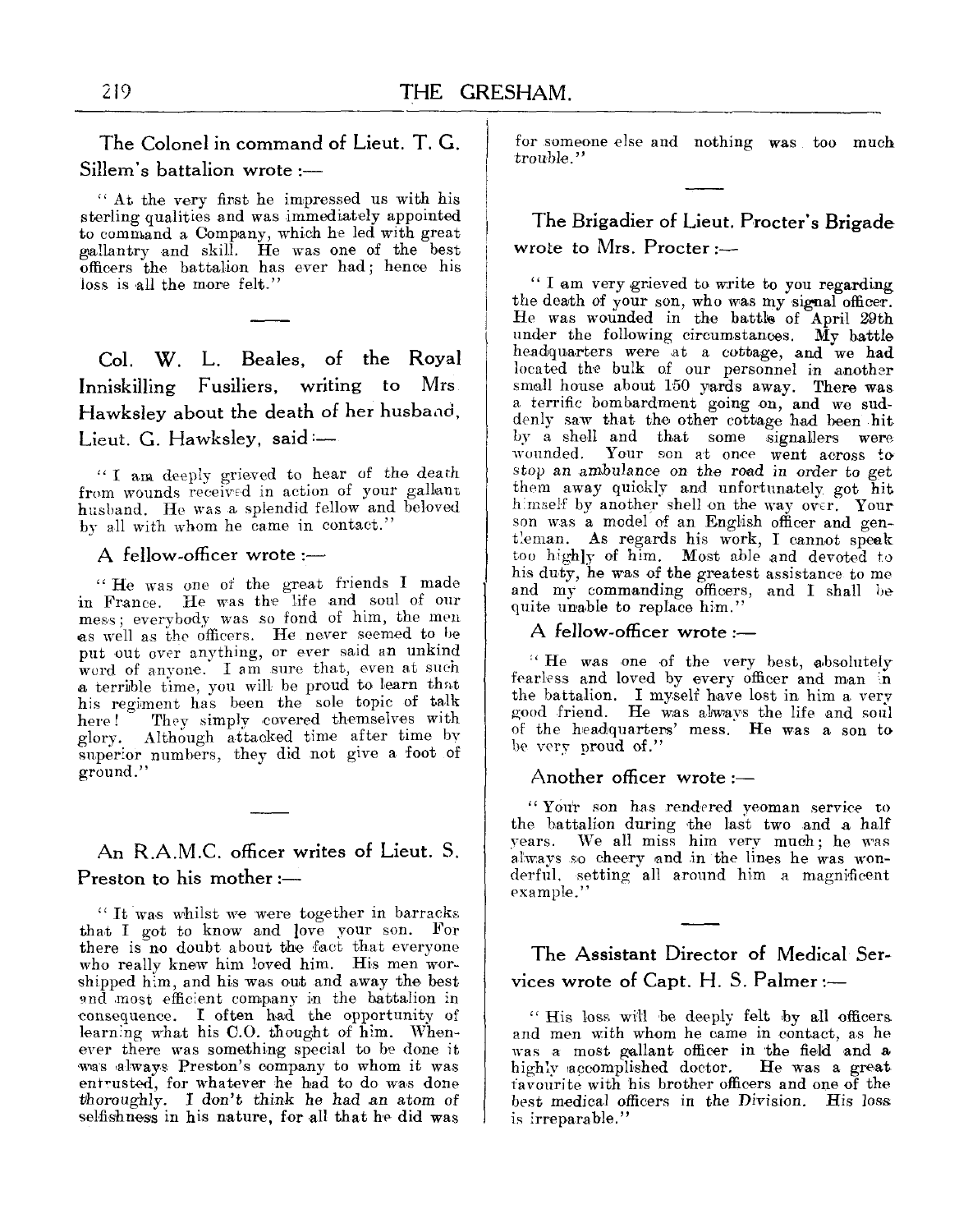The Colonel in command of Lieut. T. G. Sillem's battalion wrote :—

"At the very first he impressed us with his sterling qualities and was immediately appointed to command a Company, which he led with great gallantry and skill. He was one of the best officers the battalion has ever had; hence his loss is all the more felt."

---

Col. W. L. Beales, of the Royal Inniskilling Fusiliers, writing to Mrs Hawksley about the death of her husband, Lieut. G. Hawksley, said :—

"I am deeply grieved to hear of the death from wounds received in action of your gallant husband. He was a splendid fellow and beloved by all with whom he came in contact."

A fellow-officer wrote :—

"He was one of the great friends I made in France. He was the life and soul of our mess; everybody was so fond of him, the men as well as the officers. He never seemed to be put out over anything, or ever said an unkind word of anyone. I am sure that, even at such a terrible time, you will be proud to learn that his regiment has been the sole topic of talk here! They simply covered themselves with glory. Although attacked time after time by superior numbers, they did not give a foot of ground."

---

An R.A.M.C. officer writes of Lieut. S. Preston to his mother :—

"It was whilst we were together in barracks that I got to know and love your son. For there is no doubt about the fact that everyone who really knew him loved him. His men worshipped him, and his was out and away the best and most efficient company in the battalion in consequence. I often had the opportunity of learning what his C.O. thought of him. Whenever there was something special to be done it was always Preston's company to whom it was entrusted, for whatever he had to do was done thoroughly. I don't think he had an atom of selfishness in his nature, for all that he did was for someone else and nothing was too much trouble."

---

The Brigadier of Lieut. Procter's Brigade wrote to Mrs. Procter :—

"I am very grieved to write to you regarding the death of your son, who was my signal officer. He was wounded in the battle of April 29th under the following circumstances. My battle headquarters were at a cottage, and we had located the bulk of our personnel in another small house about 150 yards away. There was a terrific bombardment going on, and we suddenly saw that the other cottage had been hit by a shell and that some signallers were wounded. Your son at once went across to stop an ambulance on the road in order to get them away quickly and unfortunately got hit himself by another shell on the way over. Your son was a model of an English officer and gentleman. As regards his work, I cannot speak too highly of him. Most able and devoted to his duty, he was of the greatest assistance to me and my commanding officers, and I shall be quite unable to replace him."

A fellow-officer wrote :—

"He was one of the very best, absolutely fearless and loved by every officer and man in the battalion. I myself have lost in him a very good friend. He was always the life and soul of the headquarters' mess. He was a son to be very proud of."

Another officer wrote :—

"Your son has rendered yeoman service to the battalion during the last two and a half years. We all miss him very much; he was always so cheery and in the lines he was wonderful, setting all around him a magnificent example."

---

The Assistant Director of Medical Services wrote of Capt. H. S. Palmer :—

"His loss will be deeply felt by all officers and men with whom he came in contact, as he was a most gallant officer in the field and a highly accomplished doctor. He was a great favourite with his brother officers and one of the best medical officers in the Division. His loss is irreparable."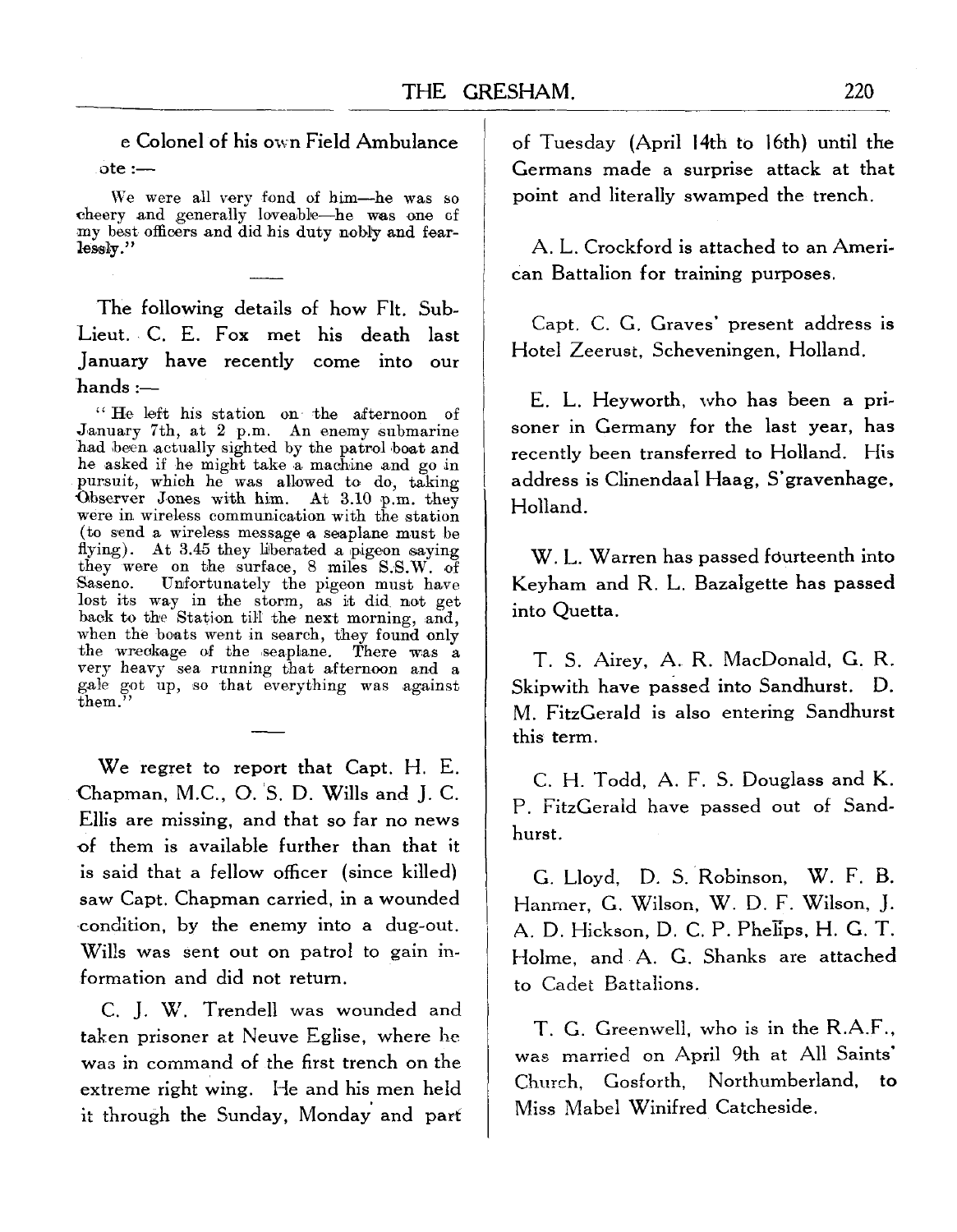e Colonel of his own Field Ambulance ote :—

We were all very fond of him—he was so cheery and generally loveable—he was one of my best officers and did his duty nobly and fearlessly."

---

The following details of how Flt. Sub-Lieut. C. E. Fox met his death last January have recently come into our hands :—

"He left his station on the afternoon of January 7th, at 2 p.m. An enemy submarine had been actually sighted by the patrol boat and he asked if he might take a machine and go in pursuit, which he was allowed to do, taking Observer Jones with him. At 3.10 p.m. they were in wireless communication with the station (to send a wireless message a seaplane must be flying). At 3.45 they liberated a pigeon saying they were on the surface, 8 miles S.S.W. of Saseno. Unfortunately the pigeon must have lost its way in the storm, as it did not get back to the Station till the next morning, and, when the boats went in search, they found only the wreckage of the seaplane. There was a very heavy sea running that afternoon and a gale got up, so that everything was against them."

---

We regret to report that Capt. H. E. Chapman, M.C., O. S. D. Wills and J. C. Ellis are missing, and that so far no news of them is available further than that it is said that a fellow officer (since killed) saw Capt. Chapman carried, in a wounded condition, by the enemy into a dug-out. Wills was sent out on patrol to gain information and did not return.

C. J. W. Trendell was wounded and taken prisoner at Neuve Eglise, where he was in command of the first trench on the extreme right wing. He and his men held it through the Sunday, Monday and part of Tuesday (April 14th to 16th) until the Germans made a surprise attack at that point and literally swamped the trench.

A. L. Crockford is attached to an American Battalion for training purposes.

Capt. C. G. Graves' present address is Hotel Zeerust, Scheveningen, Holland.

E. L. Heyworth, who has been a prisoner in Germany for the last year, has recently been transferred to Holland. His address is Clinendaal Haag, S'gravenhage, Holland.

W. L. Warren has passed fourteenth into Keyham and R. L. Bazalgette has passed into Quetta.

T. S. Airey, A. R. MacDonald, G. R. Skipwith have passed into Sandhurst. D. M. FitzGerald is also entering Sandhurst this term.

C. H. Todd, A. F. S. Douglass and K. P. FitzGerald have passed out of Sandhurst.

G. Lloyd, D. S. Robinson, W. F. B. Hanmer, G. Wilson, W. D. F. Wilson, J. A. D. Hickson, D. C. P. Phelips, H. G. T. Holme, and A. G. Shanks are attached to Cadet Battalions.

T. G. Greenwell, who is in the R.A.F., was married on April 9th at All Saints' Church, Gosforth, Northumberland, to Miss Mabel Winifred Catcheside.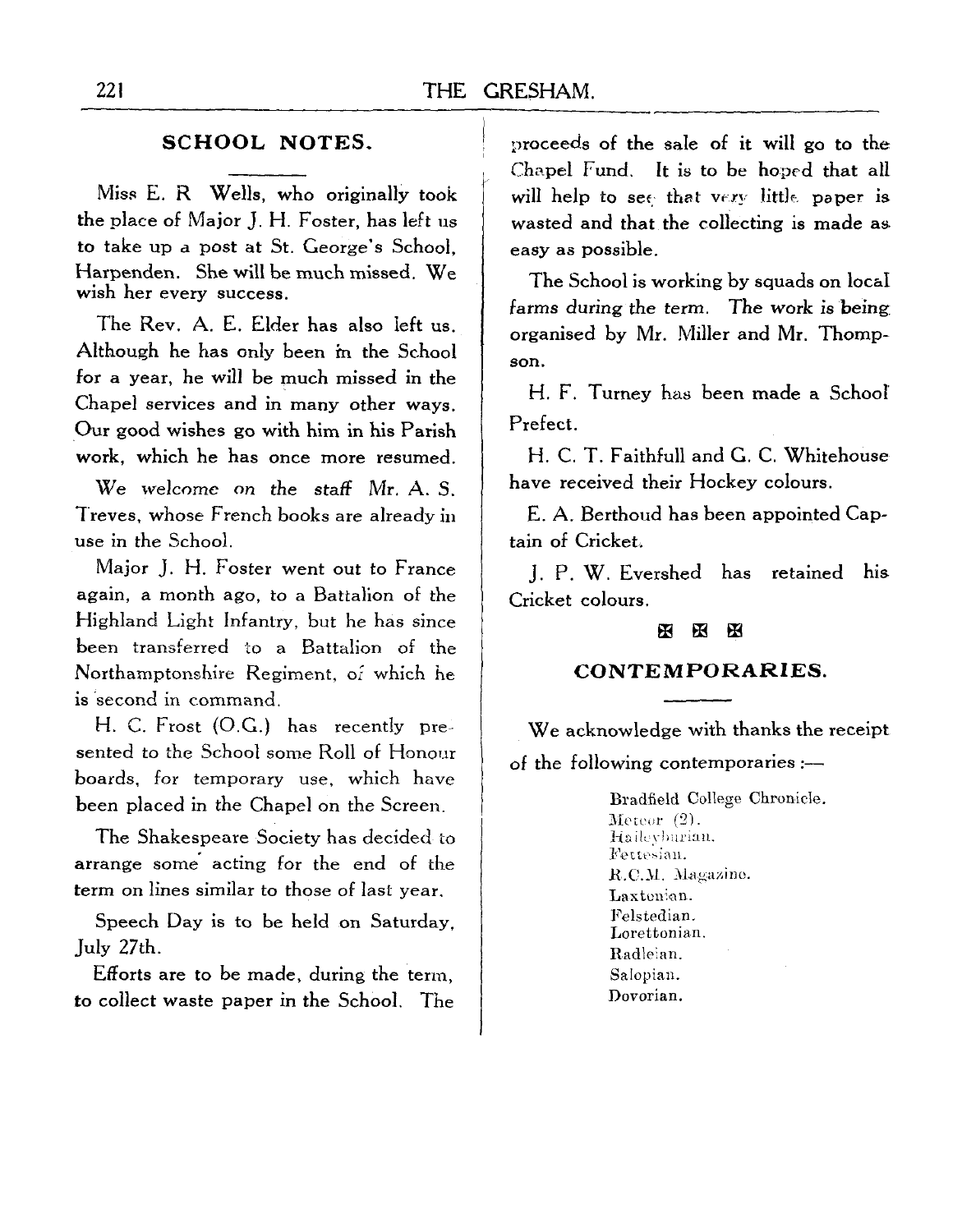## SCHOOL NOTES.

Miss E. R Wells, who originally took the place of Major J. H. Foster, has left us to take up a post at St. George's School, Harpenden. She will be much missed. We wish her every success.

The Rev. A. E. Elder has also left us. Although he has only been in the School for a year, he will be much missed in the Chapel services and in many other ways. Our good wishes go with him in his Parish work, which he has once more resumed.

We welcome on the staff Mr. A. S. Treves, whose French books are already in use in the School.

Major J. H. Foster went out to France again, a month ago, to a Battalion of the Highland Light Infantry, but he has since been transferred to a Battalion of the Northamptonshire Regiment, of which he is second in command.

H. C. Frost (O.G.) has recently presented to the School some Roll of Honour boards, for temporary use, which have been placed in the Chapel on the Screen.

The Shakespeare Society has decided to arrange some acting for the end of the term on lines similar to those of last year.

Speech Day is to be held on Saturday, July 27th.

Efforts are to be made, during the term, to collect waste paper in the School. The proceeds of the sale of it will go to the Chapel Fund. It is to be hoped that all will help to see that very little paper is wasted and that the collecting is made as easy as possible.

The School is working by squads on local farms during the term. The work is being organised by Mr. Miller and Mr. Thompson.

H. F. Turney has been made a School Prefect.

H. C. T. Faithfull and G. C. Whitehouse have received their Hockey colours.

E. A. Berthoud has been appointed Captain of Cricket.

J. P. W. Evershed has retained his Cricket colours.

## CONTEMPORARIES.

We acknowledge with thanks the receipt of the following contemporaries :—

Bradfield College Chronicle.
Meteor (2).
Haileyburian.
Fettesian.
R.C.M. Magazine.
Laxtonian.
Felstedian.
Lorettonian.
Radleian.
Salopian.
Dovorian.